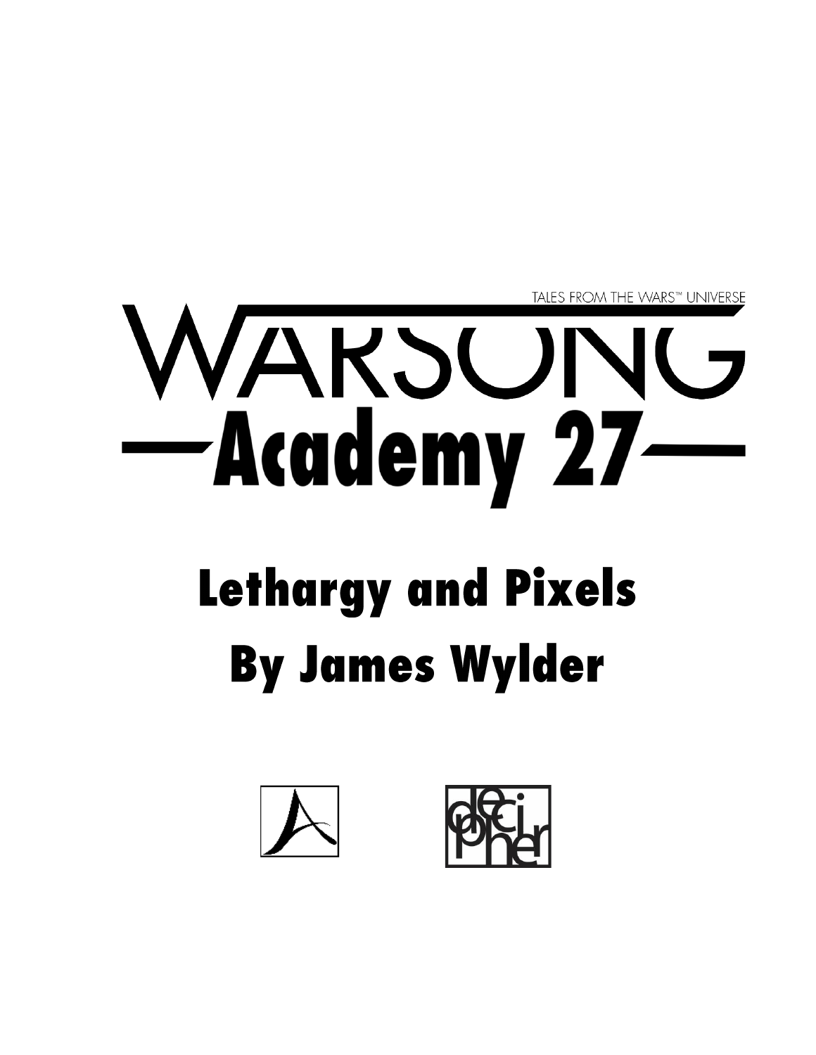TALES FROM THE WARS™ UNIVERSE

# WARSONG

## Academy 27

# Lethargy and Pixels

## By James Wylder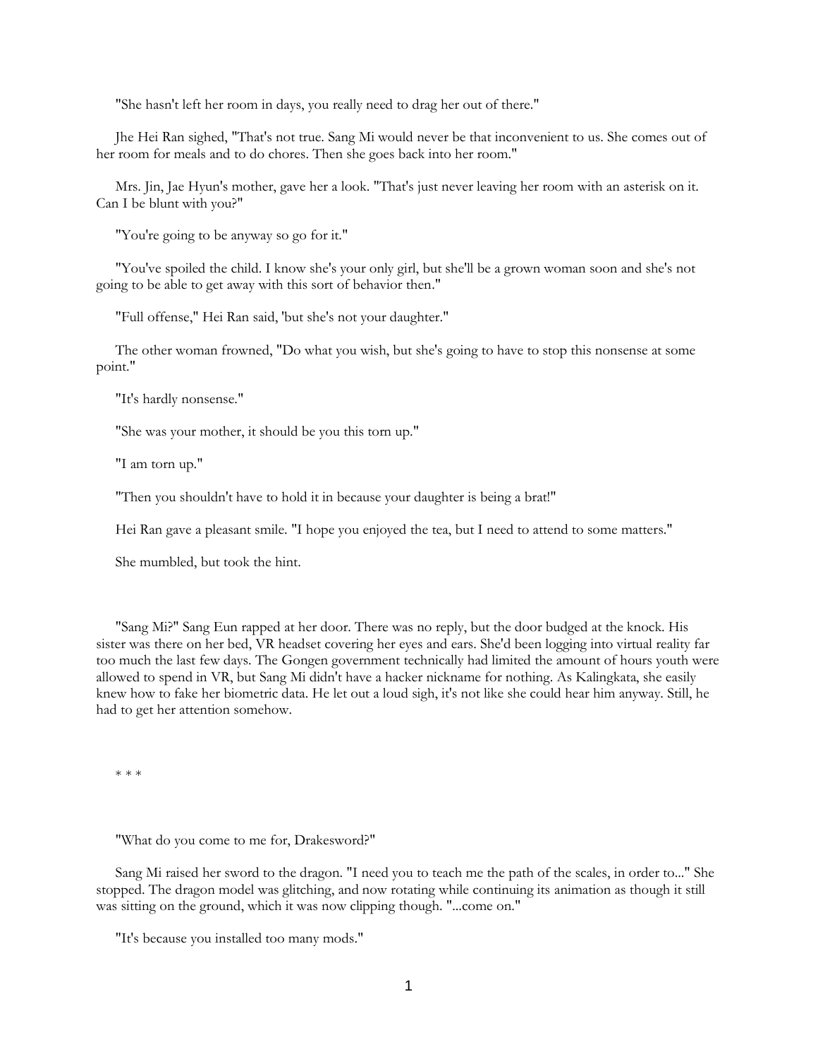"She hasn't left her room in days, you really need to drag her out of there."

Jhe Hei Ran sighed, "That's not true. Sang Mi would never be that inconvenient to us. She comes out of her room for meals and to do chores. Then she goes back into her room."

Mrs. Jin, Jae Hyun's mother, gave her a look. "That's just never leaving her room with an asterisk on it. Can I be blunt with you?"

"You're going to be anyway so go for it."

"You've spoiled the child. I know she's your only girl, but she'll be a grown woman soon and she's not going to be able to get away with this sort of behavior then."

"Full offense," Hei Ran said, 'but she's not your daughter."

The other woman frowned, "Do what you wish, but she's going to have to stop this nonsense at some point."

"It's hardly nonsense."

"She was your mother, it should be you this torn up."

"I am torn up."

"Then you shouldn't have to hold it in because your daughter is being a brat!"

Hei Ran gave a pleasant smile. "I hope you enjoyed the tea, but I need to attend to some matters."

She mumbled, but took the hint.

"Sang Mi?" Sang Eun rapped at her door. There was no reply, but the door budged at the knock. His sister was there on her bed, VR headset covering her eyes and ears. She'd been logging into virtual reality far too much the last few days. The Gongen government technically had limited the amount of hours youth were allowed to spend in VR, but Sang Mi didn't have a hacker nickname for nothing. As Kalingkata, she easily knew how to fake her biometric data. He let out a loud sigh, it's not like she could hear him anyway. Still, he had to get her attention somehow.

\* \* \*

"What do you come to me for, Drakesword?"

Sang Mi raised her sword to the dragon. "I need you to teach me the path of the scales, in order to..." She stopped. The dragon model was glitching, and now rotating while continuing its animation as though it still was sitting on the ground, which it was now clipping though. "...come on."

"It's because you installed too many mods."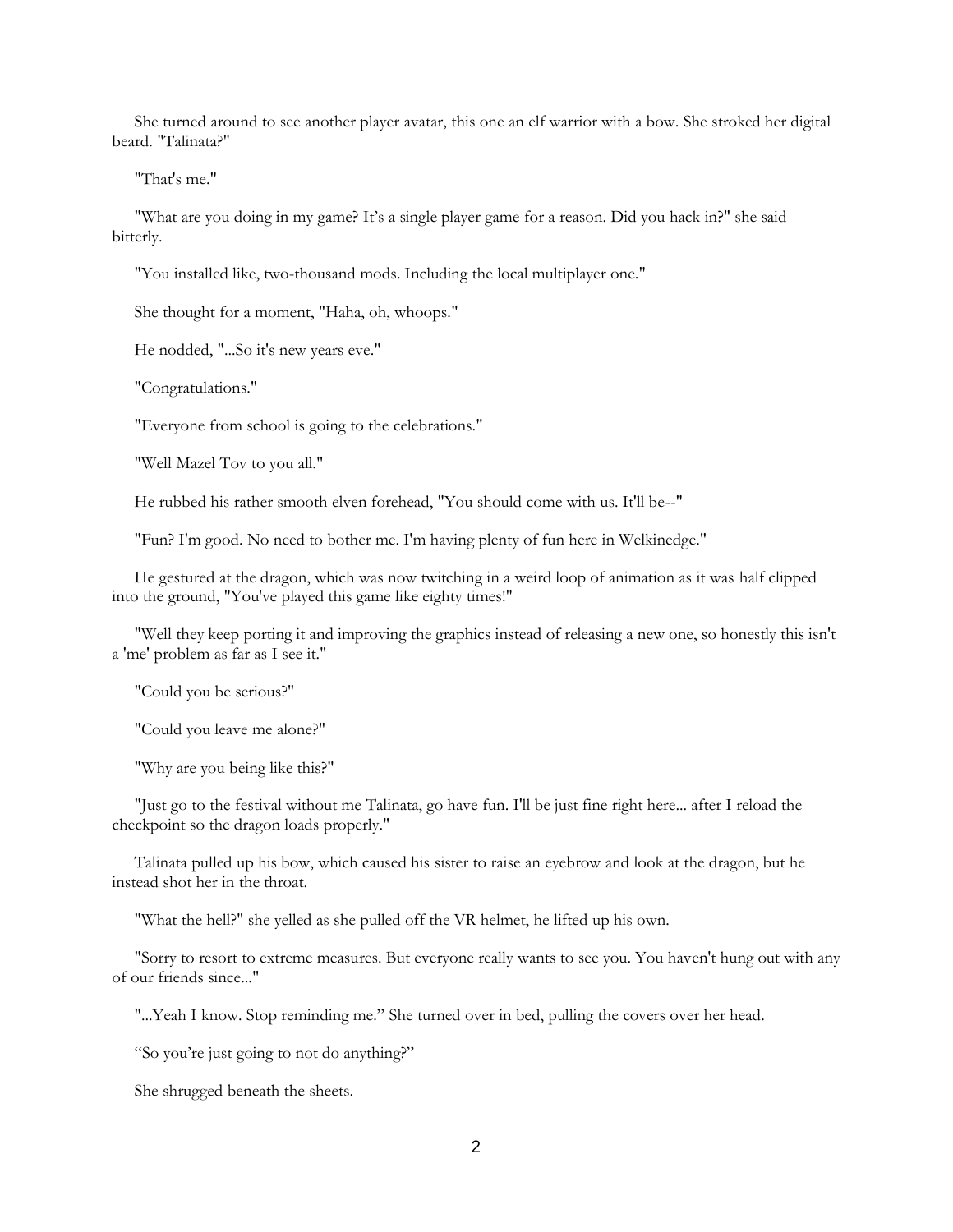She turned around to see another player avatar, this one an elf warrior with a bow. She stroked her digital beard. "Talinata?"

"That's me."

"What are you doing in my game? It's a single player game for a reason. Did you hack in?" she said bitterly.

"You installed like, two-thousand mods. Including the local multiplayer one."

She thought for a moment, "Haha, oh, whoops."

He nodded, "...So it's new years eve."

"Congratulations."

"Everyone from school is going to the celebrations."

"Well Mazel Tov to you all."

He rubbed his rather smooth elven forehead, "You should come with us. It'll be--"

"Fun? I'm good. No need to bother me. I'm having plenty of fun here in Welkinedge."

He gestured at the dragon, which was now twitching in a weird loop of animation as it was half clipped into the ground, "You've played this game like eighty times!"

"Well they keep porting it and improving the graphics instead of releasing a new one, so honestly this isn't a 'me' problem as far as I see it."

"Could you be serious?"

"Could you leave me alone?"

"Why are you being like this?"

"Just go to the festival without me Talinata, go have fun. I'll be just fine right here... after I reload the checkpoint so the dragon loads properly."

Talinata pulled up his bow, which caused his sister to raise an eyebrow and look at the dragon, but he instead shot her in the throat.

"What the hell?" she yelled as she pulled off the VR helmet, he lifted up his own.

"Sorry to resort to extreme measures. But everyone really wants to see you. You haven't hung out with any of our friends since..."

"...Yeah I know. Stop reminding me." She turned over in bed, pulling the covers over her head.

"So you're just going to not do anything?"

She shrugged beneath the sheets.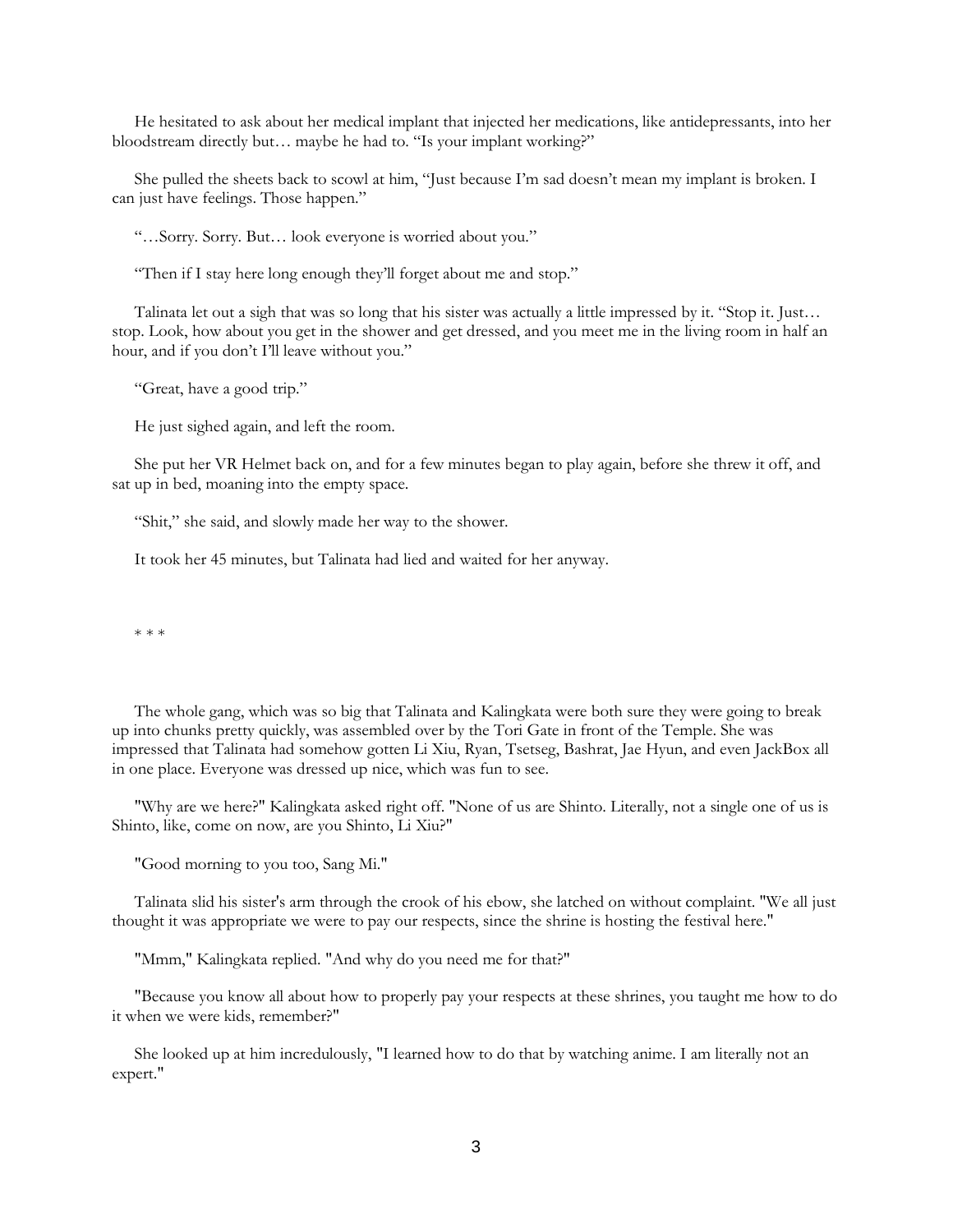He hesitated to ask about her medical implant that injected her medications, like antidepressants, into her bloodstream directly but… maybe he had to. "Is your implant working?"

She pulled the sheets back to scowl at him, "Just because I'm sad doesn't mean my implant is broken. I can just have feelings. Those happen."

"…Sorry. Sorry. But… look everyone is worried about you."

"Then if I stay here long enough they'll forget about me and stop."

Talinata let out a sigh that was so long that his sister was actually a little impressed by it. "Stop it. Just… stop. Look, how about you get in the shower and get dressed, and you meet me in the living room in half an hour, and if you don't I'll leave without you."

"Great, have a good trip."

He just sighed again, and left the room.

She put her VR Helmet back on, and for a few minutes began to play again, before she threw it off, and sat up in bed, moaning into the empty space.

"Shit," she said, and slowly made her way to the shower.

It took her 45 minutes, but Talinata had lied and waited for her anyway.

\* \* \*

The whole gang, which was so big that Talinata and Kalingkata were both sure they were going to break up into chunks pretty quickly, was assembled over by the Tori Gate in front of the Temple. She was impressed that Talinata had somehow gotten Li Xiu, Ryan, Tsetseg, Bashrat, Jae Hyun, and even JackBox all in one place. Everyone was dressed up nice, which was fun to see.

"Why are we here?" Kalingkata asked right off. "None of us are Shinto. Literally, not a single one of us is Shinto, like, come on now, are you Shinto, Li Xiu?"

"Good morning to you too, Sang Mi."

Talinata slid his sister's arm through the crook of his ebow, she latched on without complaint. "We all just thought it was appropriate we were to pay our respects, since the shrine is hosting the festival here."

"Mmm," Kalingkata replied. "And why do you need me for that?"

"Because you know all about how to properly pay your respects at these shrines, you taught me how to do it when we were kids, remember?"

She looked up at him incredulously, "I learned how to do that by watching anime. I am literally not an expert."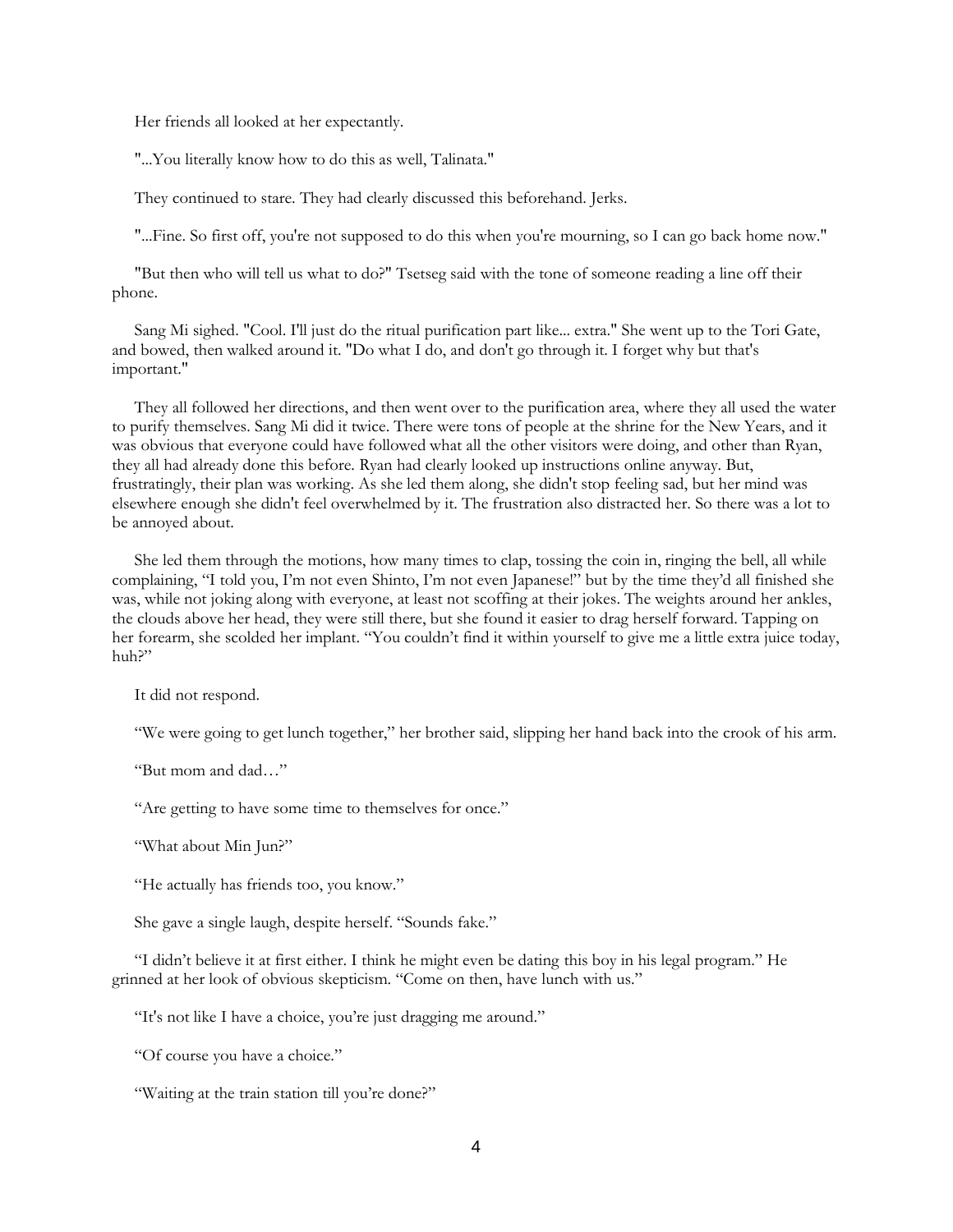Her friends all looked at her expectantly.

"...You literally know how to do this as well, Talinata."

They continued to stare. They had clearly discussed this beforehand. Jerks.

"...Fine. So first off, you're not supposed to do this when you're mourning, so I can go back home now."

"But then who will tell us what to do?" Tsetseg said with the tone of someone reading a line off their phone.

Sang Mi sighed. "Cool. I'll just do the ritual purification part like... extra." She went up to the Tori Gate, and bowed, then walked around it. "Do what I do, and don't go through it. I forget why but that's important."

They all followed her directions, and then went over to the purification area, where they all used the water to purify themselves. Sang Mi did it twice. There were tons of people at the shrine for the New Years, and it was obvious that everyone could have followed what all the other visitors were doing, and other than Ryan, they all had already done this before. Ryan had clearly looked up instructions online anyway. But, frustratingly, their plan was working. As she led them along, she didn't stop feeling sad, but her mind was elsewhere enough she didn't feel overwhelmed by it. The frustration also distracted her. So there was a lot to be annoyed about.

She led them through the motions, how many times to clap, tossing the coin in, ringing the bell, all while complaining, "I told you, I'm not even Shinto, I'm not even Japanese!" but by the time they'd all finished she was, while not joking along with everyone, at least not scoffing at their jokes. The weights around her ankles, the clouds above her head, they were still there, but she found it easier to drag herself forward. Tapping on her forearm, she scolded her implant. "You couldn't find it within yourself to give me a little extra juice today, huh?"

It did not respond.

"We were going to get lunch together," her brother said, slipping her hand back into the crook of his arm.

"But mom and dad…"

"Are getting to have some time to themselves for once."

"What about Min Jun?"

"He actually has friends too, you know."

She gave a single laugh, despite herself. "Sounds fake."

"I didn't believe it at first either. I think he might even be dating this boy in his legal program." He grinned at her look of obvious skepticism. "Come on then, have lunch with us."

"It's not like I have a choice, you're just dragging me around."

"Of course you have a choice."

"Waiting at the train station till you're done?"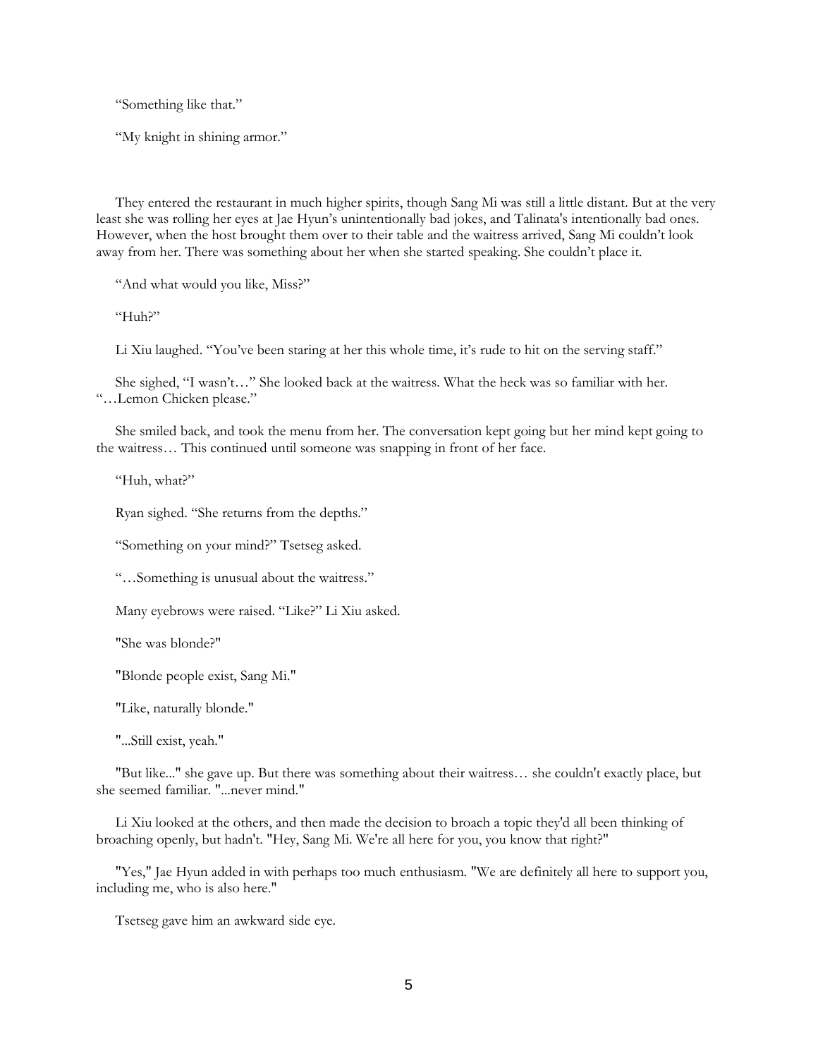“Something like that.”

“My knight in shining armor.”

They entered the restaurant in much higher spirits, though Sang Mi was still a little distant. But at the very least she was rolling her eyes at Jae Hyun’s unintentionally bad jokes, and Talinata's intentionally bad ones. However, when the host brought them over to their table and the waitress arrived, Sang Mi couldn’t look away from her. There was something about her when she started speaking. She couldn’t place it.

“And what would you like, Miss?”

“Huh?”

Li Xiu laughed. “You’ve been staring at her this whole time, it’s rude to hit on the serving staff.”

She sighed, “I wasn’t…” She looked back at the waitress. What the heck was so familiar with her. “…Lemon Chicken please.”

She smiled back, and took the menu from her. The conversation kept going but her mind kept going to the waitress… This continued until someone was snapping in front of her face.

“Huh, what?”

Ryan sighed. “She returns from the depths.”

“Something on your mind?” Tsetseg asked.

“…Something is unusual about the waitress.”

Many eyebrows were raised. “Like?” Li Xiu asked.

"She was blonde?"

"Blonde people exist, Sang Mi."

"Like, naturally blonde."

"...Still exist, yeah."

"But like..." she gave up. But there was something about their waitress… she couldn't exactly place, but she seemed familiar. "...never mind."

Li Xiu looked at the others, and then made the decision to broach a topic they'd all been thinking of broaching openly, but hadn't. "Hey, Sang Mi. We're all here for you, you know that right?"

"Yes," Jae Hyun added in with perhaps too much enthusiasm. "We are definitely all here to support you, including me, who is also here."

Tsetseg gave him an awkward side eye.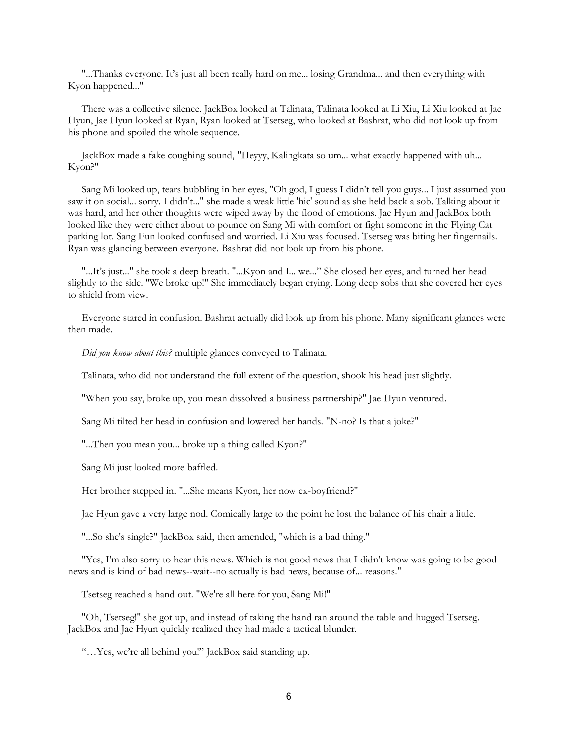"...Thanks everyone. It's just all been really hard on me... losing Grandma... and then everything with Kyon happened..."

There was a collective silence. JackBox looked at Talinata, Talinata looked at Li Xiu, Li Xiu looked at Jae Hyun, Jae Hyun looked at Ryan, Ryan looked at Tsetseg, who looked at Bashrat, who did not look up from his phone and spoiled the whole sequence.

JackBox made a fake coughing sound, "Heyyy, Kalingkata so um... what exactly happened with uh... Kyon?"

Sang Mi looked up, tears bubbling in her eyes, "Oh god, I guess I didn't tell you guys... I just assumed you saw it on social... sorry. I didn't..." she made a weak little 'hic' sound as she held back a sob. Talking about it was hard, and her other thoughts were wiped away by the flood of emotions. Jae Hyun and JackBox both looked like they were either about to pounce on Sang Mi with comfort or fight someone in the Flying Cat parking lot. Sang Eun looked confused and worried. Li Xiu was focused. Tsetseg was biting her fingernails. Ryan was glancing between everyone. Bashrat did not look up from his phone.

"...It's just..." she took a deep breath. "...Kyon and I... we..." She closed her eyes, and turned her head slightly to the side. "We broke up!" She immediately began crying. Long deep sobs that she covered her eyes to shield from view.

Everyone stared in confusion. Bashrat actually did look up from his phone. Many significant glances were then made.

*Did you know about this?* multiple glances conveyed to Talinata.

Talinata, who did not understand the full extent of the question, shook his head just slightly.

"When you say, broke up, you mean dissolved a business partnership?" Jae Hyun ventured.

Sang Mi tilted her head in confusion and lowered her hands. "N-no? Is that a joke?"

"...Then you mean you... broke up a thing called Kyon?"

Sang Mi just looked more baffled.

Her brother stepped in. "...She means Kyon, her now ex-boyfriend?"

Jae Hyun gave a very large nod. Comically large to the point he lost the balance of his chair a little.

"...So she's single?" JackBox said, then amended, "which is a bad thing."

"Yes, I'm also sorry to hear this news. Which is not good news that I didn't know was going to be good news and is kind of bad news--wait--no actually is bad news, because of... reasons."

Tsetseg reached a hand out. "We're all here for you, Sang Mi!"

"Oh, Tsetseg!" she got up, and instead of taking the hand ran around the table and hugged Tsetseg. JackBox and Jae Hyun quickly realized they had made a tactical blunder.

"…Yes, we're all behind you!" JackBox said standing up.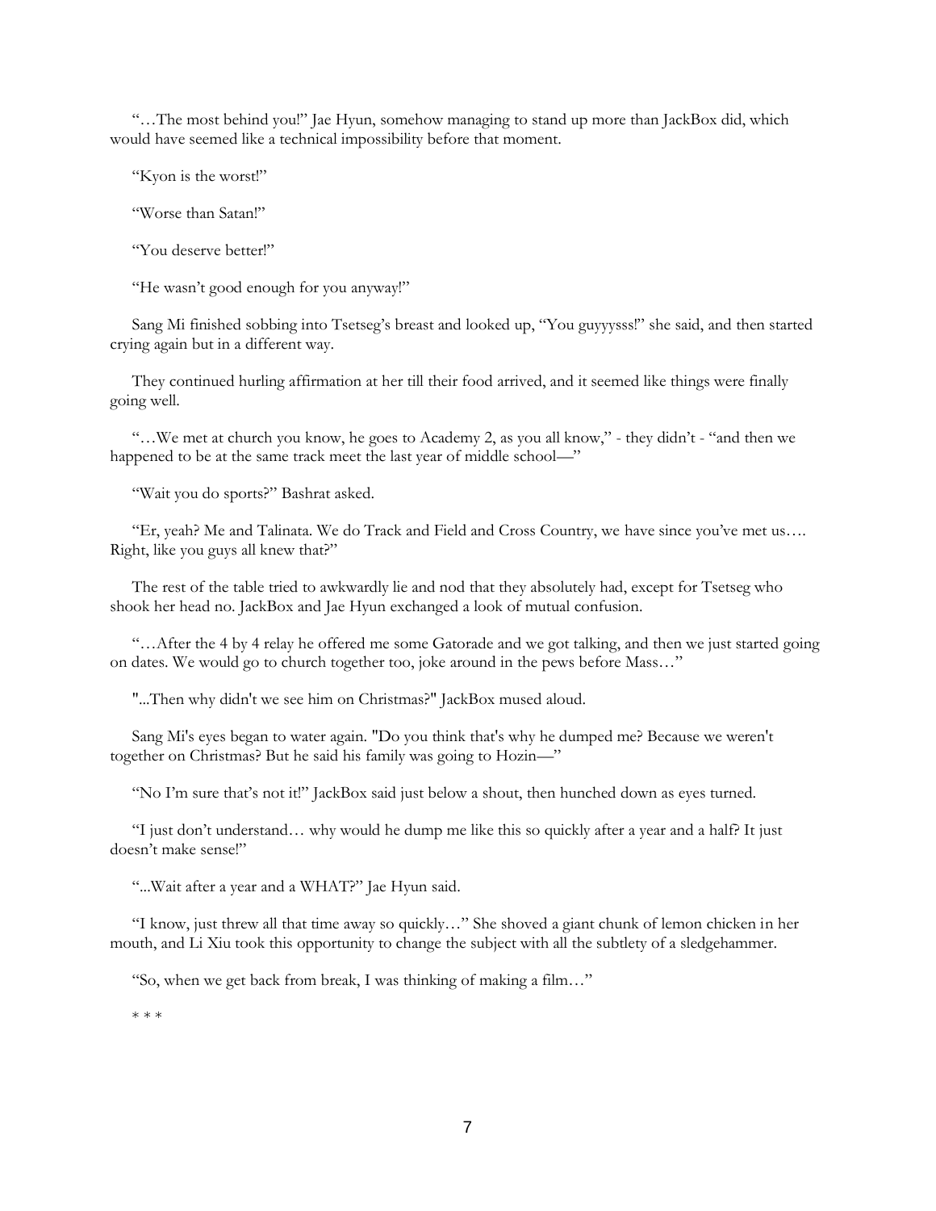"…The most behind you!" Jae Hyun, somehow managing to stand up more than JackBox did, which would have seemed like a technical impossibility before that moment.

"Kyon is the worst!"

"Worse than Satan!"

"You deserve better!"

"He wasn't good enough for you anyway!"

Sang Mi finished sobbing into Tsetseg's breast and looked up, "You guyyysss!" she said, and then started crying again but in a different way.

They continued hurling affirmation at her till their food arrived, and it seemed like things were finally going well.

"…We met at church you know, he goes to Academy 2, as you all know," - they didn't - "and then we happened to be at the same track meet the last year of middle school—"

"Wait you do sports?" Bashrat asked.

"Er, yeah? Me and Talinata. We do Track and Field and Cross Country, we have since you've met us…. Right, like you guys all knew that?"

The rest of the table tried to awkwardly lie and nod that they absolutely had, except for Tsetseg who shook her head no. JackBox and Jae Hyun exchanged a look of mutual confusion.

"…After the 4 by 4 relay he offered me some Gatorade and we got talking, and then we just started going on dates. We would go to church together too, joke around in the pews before Mass…"

"...Then why didn't we see him on Christmas?" JackBox mused aloud.

Sang Mi's eyes began to water again. "Do you think that's why he dumped me? Because we weren't together on Christmas? But he said his family was going to Hozin—"

"No I'm sure that's not it!" JackBox said just below a shout, then hunched down as eyes turned.

"I just don't understand… why would he dump me like this so quickly after a year and a half? It just doesn't make sense!"

"...Wait after a year and a WHAT?" Jae Hyun said.

"I know, just threw all that time away so quickly…" She shoved a giant chunk of lemon chicken in her mouth, and Li Xiu took this opportunity to change the subject with all the subtlety of a sledgehammer.

"So, when we get back from break, I was thinking of making a film…"

\* \* \*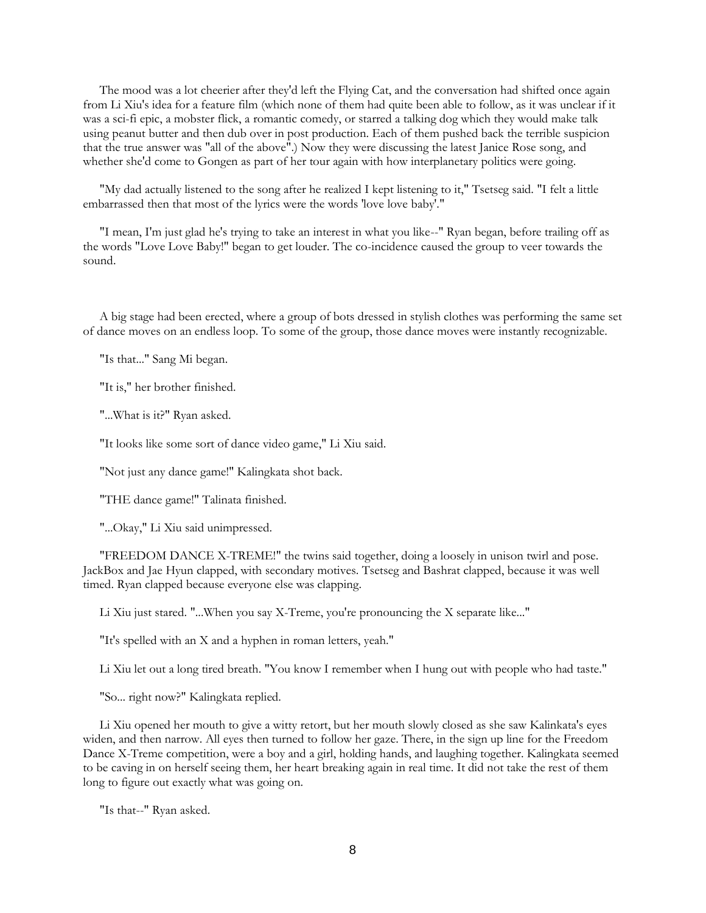The mood was a lot cheerier after they'd left the Flying Cat, and the conversation had shifted once again from Li Xiu's idea for a feature film (which none of them had quite been able to follow, as it was unclear if it was a sci-fi epic, a mobster flick, a romantic comedy, or starred a talking dog which they would make talk using peanut butter and then dub over in post production. Each of them pushed back the terrible suspicion that the true answer was "all of the above".) Now they were discussing the latest Janice Rose song, and whether she'd come to Gongen as part of her tour again with how interplanetary politics were going.

"My dad actually listened to the song after he realized I kept listening to it," Tsetseg said. "I felt a little embarrassed then that most of the lyrics were the words 'love love baby'."

"I mean, I'm just glad he's trying to take an interest in what you like--" Ryan began, before trailing off as the words "Love Love Baby!" began to get louder. The co-incidence caused the group to veer towards the sound.

A big stage had been erected, where a group of bots dressed in stylish clothes was performing the same set of dance moves on an endless loop. To some of the group, those dance moves were instantly recognizable.

"Is that..." Sang Mi began.

"It is," her brother finished.

"...What is it?" Ryan asked.

"It looks like some sort of dance video game," Li Xiu said.

"Not just any dance game!" Kalingkata shot back.

"THE dance game!" Talinata finished.

"...Okay," Li Xiu said unimpressed.

"FREEDOM DANCE X-TREME!" the twins said together, doing a loosely in unison twirl and pose. JackBox and Jae Hyun clapped, with secondary motives. Tsetseg and Bashrat clapped, because it was well timed. Ryan clapped because everyone else was clapping.

Li Xiu just stared. "...When you say X-Treme, you're pronouncing the X separate like..."

"It's spelled with an X and a hyphen in roman letters, yeah."

Li Xiu let out a long tired breath. "You know I remember when I hung out with people who had taste."

"So... right now?" Kalingkata replied.

Li Xiu opened her mouth to give a witty retort, but her mouth slowly closed as she saw Kalinkata's eyes widen, and then narrow. All eyes then turned to follow her gaze. There, in the sign up line for the Freedom Dance X-Treme competition, were a boy and a girl, holding hands, and laughing together. Kalingkata seemed to be caving in on herself seeing them, her heart breaking again in real time. It did not take the rest of them long to figure out exactly what was going on.

"Is that--" Ryan asked.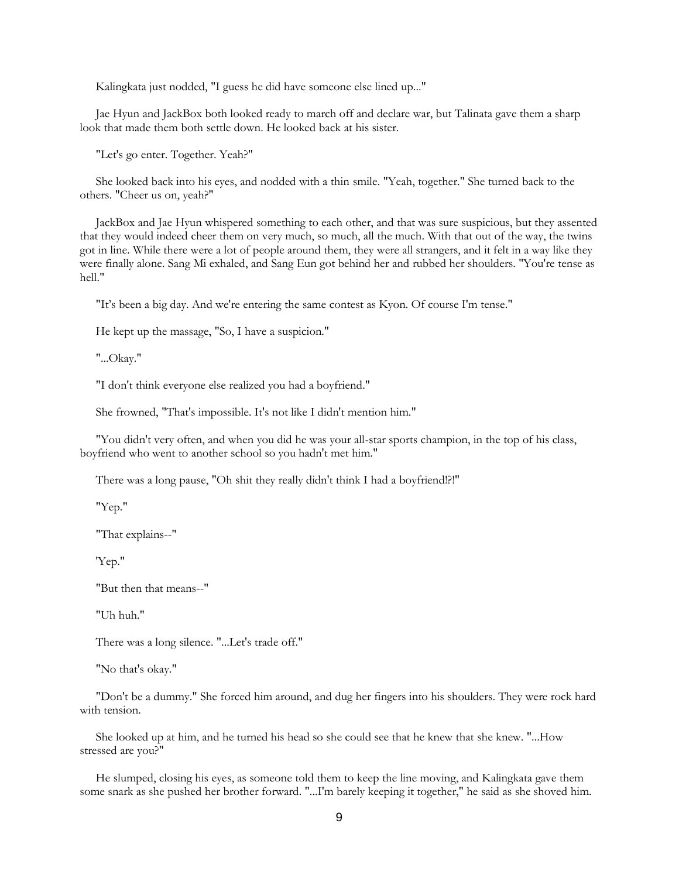Kalingkata just nodded, "I guess he did have someone else lined up..."

Jae Hyun and JackBox both looked ready to march off and declare war, but Talinata gave them a sharp look that made them both settle down. He looked back at his sister.

"Let's go enter. Together. Yeah?"

She looked back into his eyes, and nodded with a thin smile. "Yeah, together." She turned back to the others. "Cheer us on, yeah?"

JackBox and Jae Hyun whispered something to each other, and that was sure suspicious, but they assented that they would indeed cheer them on very much, so much, all the much. With that out of the way, the twins got in line. While there were a lot of people around them, they were all strangers, and it felt in a way like they were finally alone. Sang Mi exhaled, and Sang Eun got behind her and rubbed her shoulders. "You're tense as hell."

"It's been a big day. And we're entering the same contest as Kyon. Of course I'm tense."

He kept up the massage, "So, I have a suspicion."

"...Okay."

"I don't think everyone else realized you had a boyfriend."

She frowned, "That's impossible. It's not like I didn't mention him."

"You didn't very often, and when you did he was your all-star sports champion, in the top of his class, boyfriend who went to another school so you hadn't met him."

There was a long pause, "Oh shit they really didn't think I had a boyfriend!?!"

"Yep."

"That explains--"

'Yep."

"But then that means--"

"Uh huh."

There was a long silence. "...Let's trade off."

"No that's okay."

"Don't be a dummy." She forced him around, and dug her fingers into his shoulders. They were rock hard with tension.

She looked up at him, and he turned his head so she could see that he knew that she knew. "...How stressed are you?"

He slumped, closing his eyes, as someone told them to keep the line moving, and Kalingkata gave them some snark as she pushed her brother forward. "...I'm barely keeping it together," he said as she shoved him.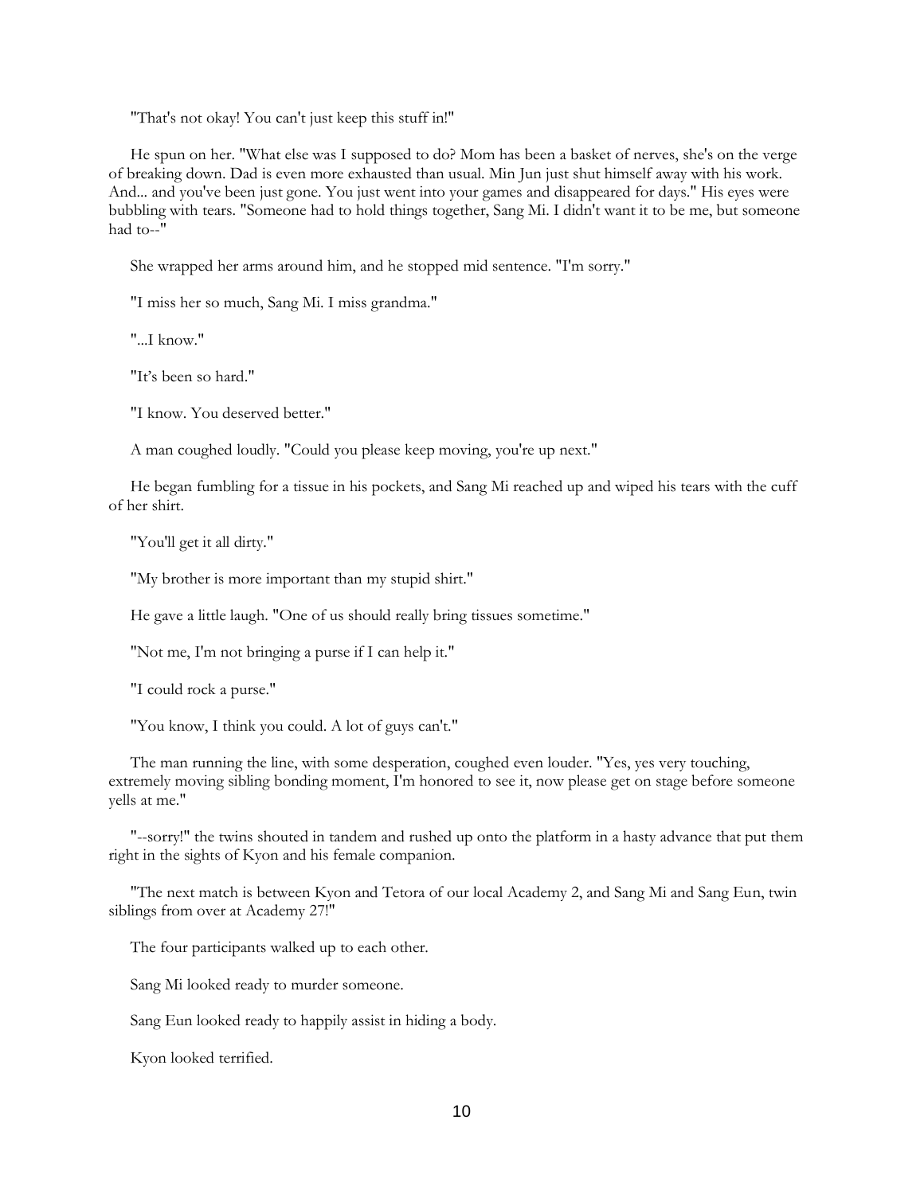"That's not okay! You can't just keep this stuff in!"

He spun on her. "What else was I supposed to do? Mom has been a basket of nerves, she's on the verge of breaking down. Dad is even more exhausted than usual. Min Jun just shut himself away with his work. And... and you've been just gone. You just went into your games and disappeared for days." His eyes were bubbling with tears. "Someone had to hold things together, Sang Mi. I didn't want it to be me, but someone had to--"

She wrapped her arms around him, and he stopped mid sentence. "I'm sorry."

"I miss her so much, Sang Mi. I miss grandma."

"...I know."

"It's been so hard."

"I know. You deserved better."

A man coughed loudly. "Could you please keep moving, you're up next."

He began fumbling for a tissue in his pockets, and Sang Mi reached up and wiped his tears with the cuff of her shirt.

"You'll get it all dirty."

"My brother is more important than my stupid shirt."

He gave a little laugh. "One of us should really bring tissues sometime."

"Not me, I'm not bringing a purse if I can help it."

"I could rock a purse."

"You know, I think you could. A lot of guys can't."

The man running the line, with some desperation, coughed even louder. "Yes, yes very touching, extremely moving sibling bonding moment, I'm honored to see it, now please get on stage before someone yells at me."

"--sorry!" the twins shouted in tandem and rushed up onto the platform in a hasty advance that put them right in the sights of Kyon and his female companion.

"The next match is between Kyon and Tetora of our local Academy 2, and Sang Mi and Sang Eun, twin siblings from over at Academy 27!"

The four participants walked up to each other.

Sang Mi looked ready to murder someone.

Sang Eun looked ready to happily assist in hiding a body.

Kyon looked terrified.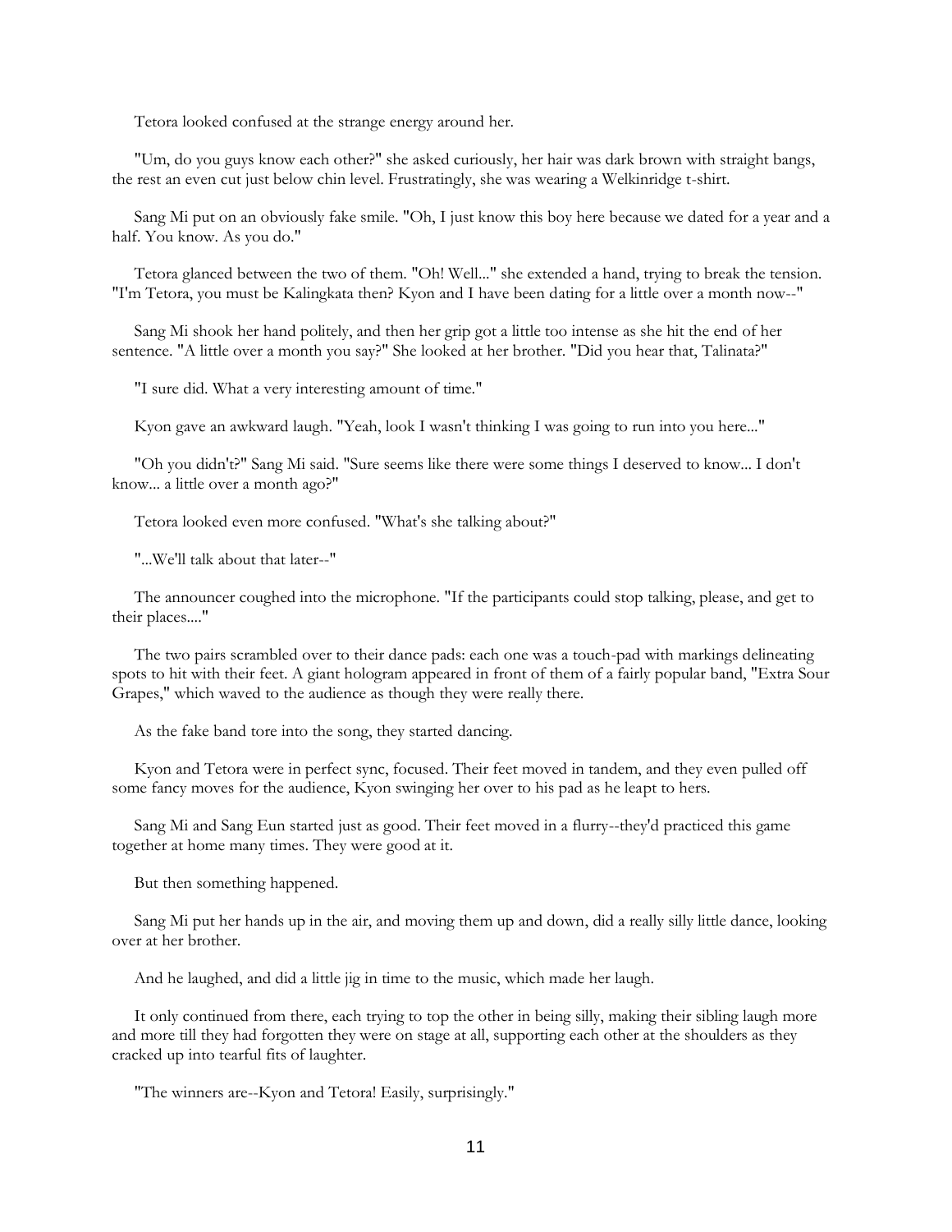Tetora looked confused at the strange energy around her.

"Um, do you guys know each other?" she asked curiously, her hair was dark brown with straight bangs, the rest an even cut just below chin level. Frustratingly, she was wearing a Welkinridge t-shirt.

Sang Mi put on an obviously fake smile. "Oh, I just know this boy here because we dated for a year and a half. You know. As you do."

Tetora glanced between the two of them. "Oh! Well..." she extended a hand, trying to break the tension. "I'm Tetora, you must be Kalingkata then? Kyon and I have been dating for a little over a month now--"

Sang Mi shook her hand politely, and then her grip got a little too intense as she hit the end of her sentence. "A little over a month you say?" She looked at her brother. "Did you hear that, Talinata?"

"I sure did. What a very interesting amount of time."

Kyon gave an awkward laugh. "Yeah, look I wasn't thinking I was going to run into you here..."

"Oh you didn't?" Sang Mi said. "Sure seems like there were some things I deserved to know... I don't know... a little over a month ago?"

Tetora looked even more confused. "What's she talking about?"

"...We'll talk about that later--"

The announcer coughed into the microphone. "If the participants could stop talking, please, and get to their places...."

The two pairs scrambled over to their dance pads: each one was a touch-pad with markings delineating spots to hit with their feet. A giant hologram appeared in front of them of a fairly popular band, "Extra Sour Grapes," which waved to the audience as though they were really there.

As the fake band tore into the song, they started dancing.

Kyon and Tetora were in perfect sync, focused. Their feet moved in tandem, and they even pulled off some fancy moves for the audience, Kyon swinging her over to his pad as he leapt to hers.

Sang Mi and Sang Eun started just as good. Their feet moved in a flurry--they'd practiced this game together at home many times. They were good at it.

But then something happened.

Sang Mi put her hands up in the air, and moving them up and down, did a really silly little dance, looking over at her brother.

And he laughed, and did a little jig in time to the music, which made her laugh.

It only continued from there, each trying to top the other in being silly, making their sibling laugh more and more till they had forgotten they were on stage at all, supporting each other at the shoulders as they cracked up into tearful fits of laughter.

"The winners are--Kyon and Tetora! Easily, surprisingly."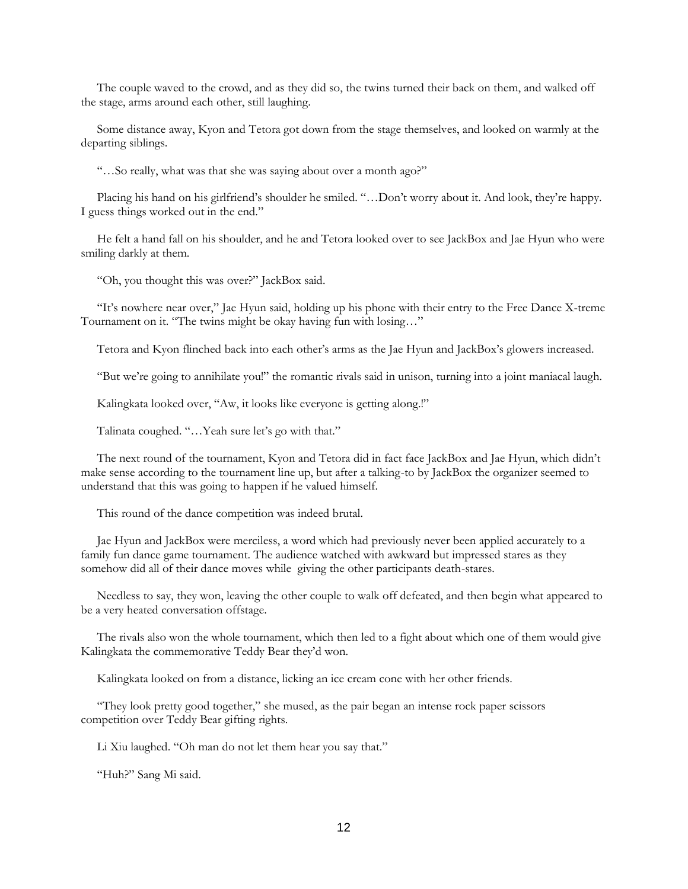The couple waved to the crowd, and as they did so, the twins turned their back on them, and walked off the stage, arms around each other, still laughing.

Some distance away, Kyon and Tetora got down from the stage themselves, and looked on warmly at the departing siblings.

"…So really, what was that she was saying about over a month ago?"

Placing his hand on his girlfriend's shoulder he smiled. "…Don't worry about it. And look, they're happy. I guess things worked out in the end."

He felt a hand fall on his shoulder, and he and Tetora looked over to see JackBox and Jae Hyun who were smiling darkly at them.

"Oh, you thought this was over?" JackBox said.

"It's nowhere near over," Jae Hyun said, holding up his phone with their entry to the Free Dance X-treme Tournament on it. "The twins might be okay having fun with losing…"

Tetora and Kyon flinched back into each other's arms as the Jae Hyun and JackBox's glowers increased.

"But we're going to annihilate you!" the romantic rivals said in unison, turning into a joint maniacal laugh.

Kalingkata looked over, "Aw, it looks like everyone is getting along.!"

Talinata coughed. "…Yeah sure let's go with that."

The next round of the tournament, Kyon and Tetora did in fact face JackBox and Jae Hyun, which didn't make sense according to the tournament line up, but after a talking-to by JackBox the organizer seemed to understand that this was going to happen if he valued himself.

This round of the dance competition was indeed brutal.

Jae Hyun and JackBox were merciless, a word which had previously never been applied accurately to a family fun dance game tournament. The audience watched with awkward but impressed stares as they somehow did all of their dance moves while giving the other participants death-stares.

Needless to say, they won, leaving the other couple to walk off defeated, and then begin what appeared to be a very heated conversation offstage.

The rivals also won the whole tournament, which then led to a fight about which one of them would give Kalingkata the commemorative Teddy Bear they'd won.

Kalingkata looked on from a distance, licking an ice cream cone with her other friends.

"They look pretty good together," she mused, as the pair began an intense rock paper scissors competition over Teddy Bear gifting rights.

Li Xiu laughed. "Oh man do not let them hear you say that."

"Huh?" Sang Mi said.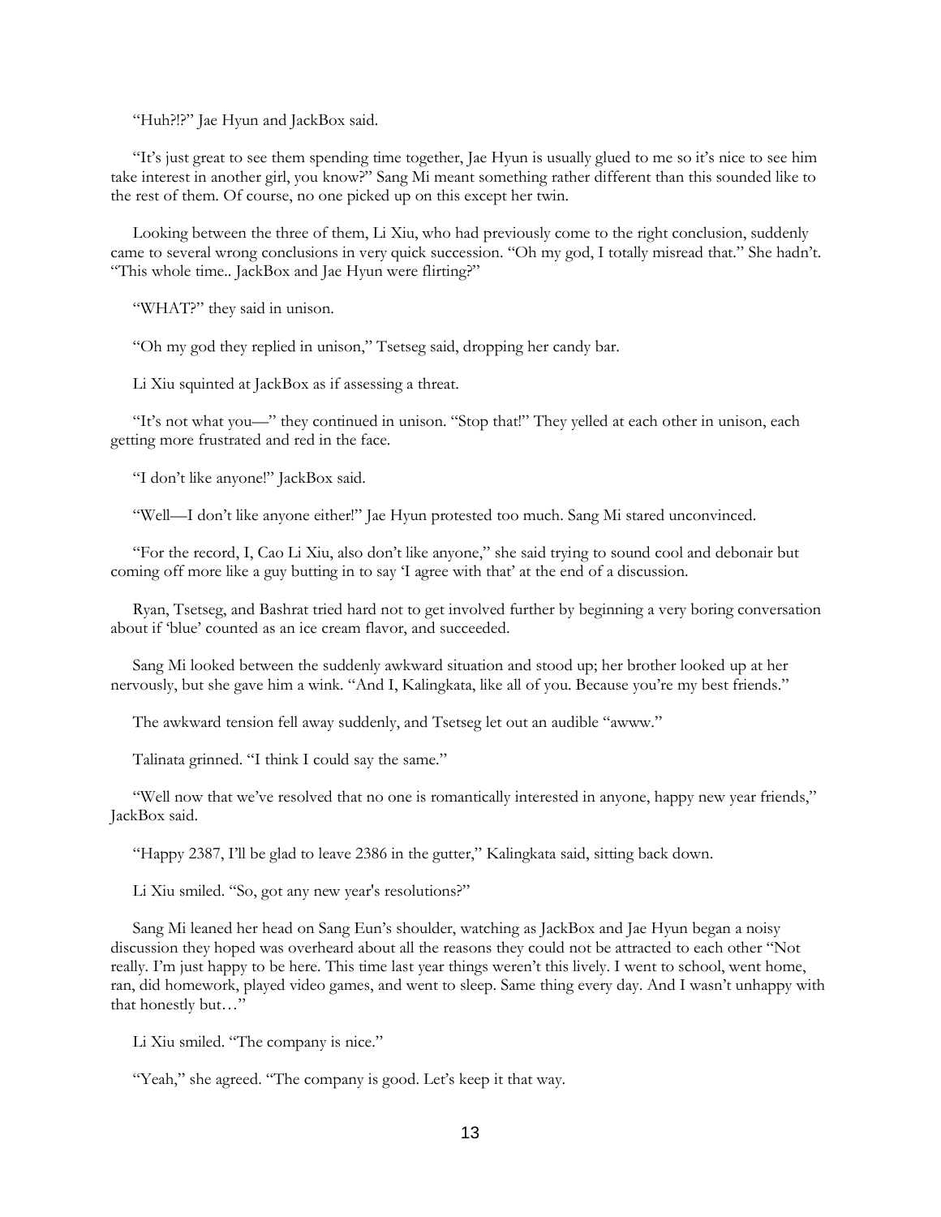"Huh?!?" Jae Hyun and JackBox said.

"It's just great to see them spending time together, Jae Hyun is usually glued to me so it's nice to see him take interest in another girl, you know?" Sang Mi meant something rather different than this sounded like to the rest of them. Of course, no one picked up on this except her twin.

Looking between the three of them, Li Xiu, who had previously come to the right conclusion, suddenly came to several wrong conclusions in very quick succession. "Oh my god, I totally misread that." She hadn't. "This whole time.. JackBox and Jae Hyun were flirting?"

"WHAT?" they said in unison.

"Oh my god they replied in unison," Tsetseg said, dropping her candy bar.

Li Xiu squinted at JackBox as if assessing a threat.

"It's not what you—" they continued in unison. "Stop that!" They yelled at each other in unison, each getting more frustrated and red in the face.

"I don't like anyone!" JackBox said.

"Well—I don't like anyone either!" Jae Hyun protested too much. Sang Mi stared unconvinced.

"For the record, I, Cao Li Xiu, also don't like anyone," she said trying to sound cool and debonair but coming off more like a guy butting in to say 'I agree with that' at the end of a discussion.

Ryan, Tsetseg, and Bashrat tried hard not to get involved further by beginning a very boring conversation about if 'blue' counted as an ice cream flavor, and succeeded.

Sang Mi looked between the suddenly awkward situation and stood up; her brother looked up at her nervously, but she gave him a wink. "And I, Kalingkata, like all of you. Because you're my best friends."

The awkward tension fell away suddenly, and Tsetseg let out an audible "awww."

Talinata grinned. "I think I could say the same."

"Well now that we've resolved that no one is romantically interested in anyone, happy new year friends," JackBox said.

"Happy 2387, I'll be glad to leave 2386 in the gutter," Kalingkata said, sitting back down.

Li Xiu smiled. "So, got any new year's resolutions?"

Sang Mi leaned her head on Sang Eun's shoulder, watching as JackBox and Jae Hyun began a noisy discussion they hoped was overheard about all the reasons they could not be attracted to each other "Not really. I'm just happy to be here. This time last year things weren't this lively. I went to school, went home, ran, did homework, played video games, and went to sleep. Same thing every day. And I wasn't unhappy with that honestly but…"

Li Xiu smiled. "The company is nice."

"Yeah," she agreed. "The company is good. Let's keep it that way.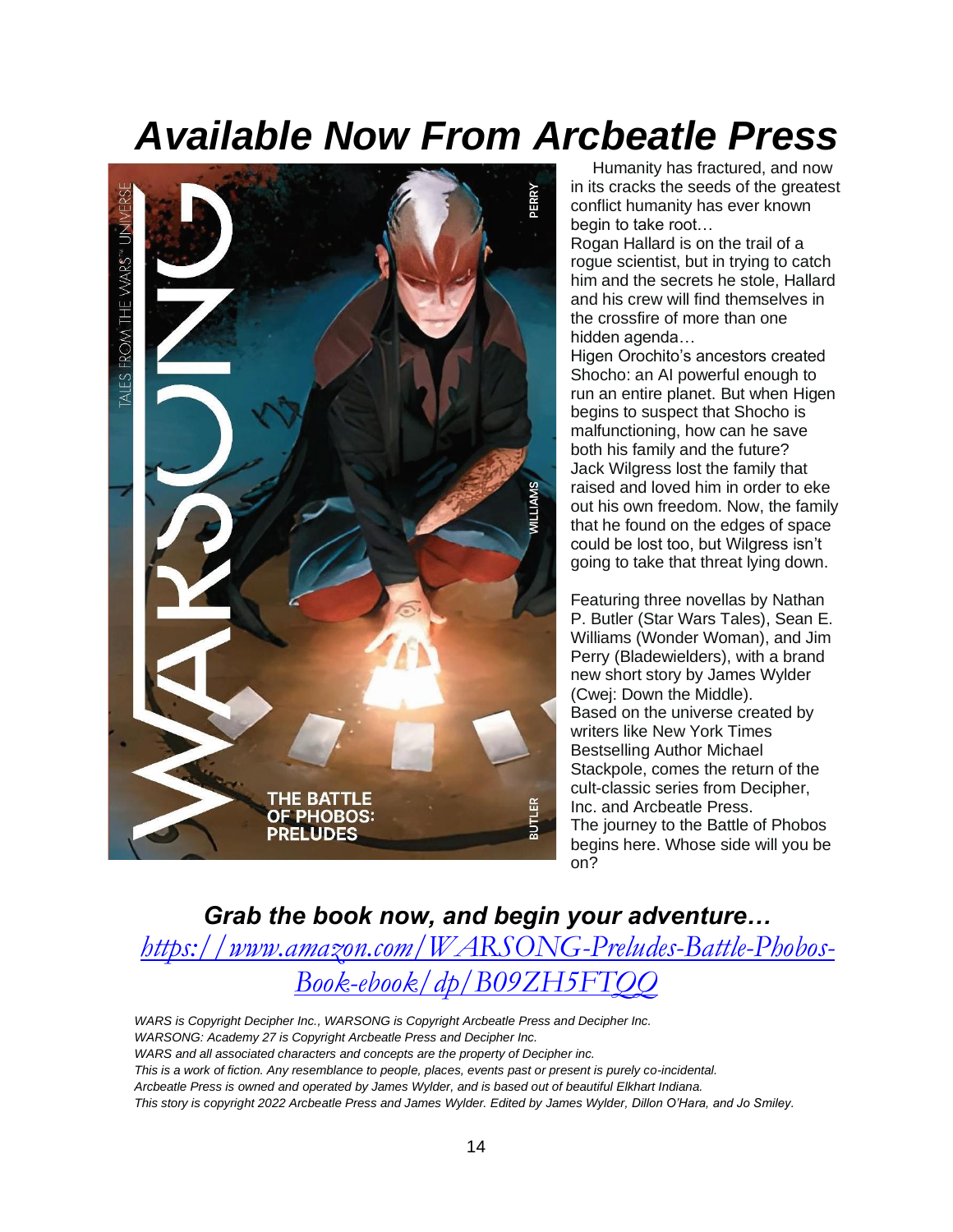# *Available Now From Arcbeatle Press*

Humanity has fractured, and now in its cracks the seeds of the greatest conflict humanity has ever known begin to take root…

Rogan Hallard is on the trail of a rogue scientist, but in trying to catch him and the secrets he stole, Hallard and his crew will find themselves in the crossfire of more than one hidden agenda…

Higen Orochito's ancestors created Shocho: an AI powerful enough to run an entire planet. But when Higen begins to suspect that Shocho is malfunctioning, how can he save both his family and the future?

Jack Wilgress lost the family that raised and loved him in order to eke out his own freedom. Now, the family that he found on the edges of space could be lost too, but Wilgress isn't going to take that threat lying down.

Featuring three novellas by Nathan P. Butler (Star Wars Tales), Sean E. Williams (Wonder Woman), and Jim Perry (Bladewielders), with a brand new short story by James Wylder (Cwej: Down the Middle).

Based on the universe created by writers like New York Times Bestselling Author Michael Stackpole, comes the return of the cult-classic series from Decipher, Inc. and Arcbeatle Press.

The journey to the Battle of Phobos begins here. Whose side will you be on?

### *Grab the book now, and begin your adventure…*

*https://www.amazon.com/WARSONG-Preludes-Battle-Phobos-Book-ebook/dp/B09ZH5FTQQ*

*WARS is Copyright Decipher Inc., WARSONG is Copyright Arcbeatle Press and Decipher Inc.*
*WARSONG: Academy 27 is Copyright Arcbeatle Press and Decipher Inc.*
*WARS and all associated characters and concepts are the property of Decipher inc.*
*This is a work of fiction. Any resemblance to people, places, events past or present is purely co-incidental.*
*Arcbeatle Press is owned and operated by James Wylder, and is based out of beautiful Elkhart Indiana.*
*This story is copyright 2022 Arcbeatle Press and James Wylder. Edited by James Wylder, Dillon O'Hara, and Jo Smiley.*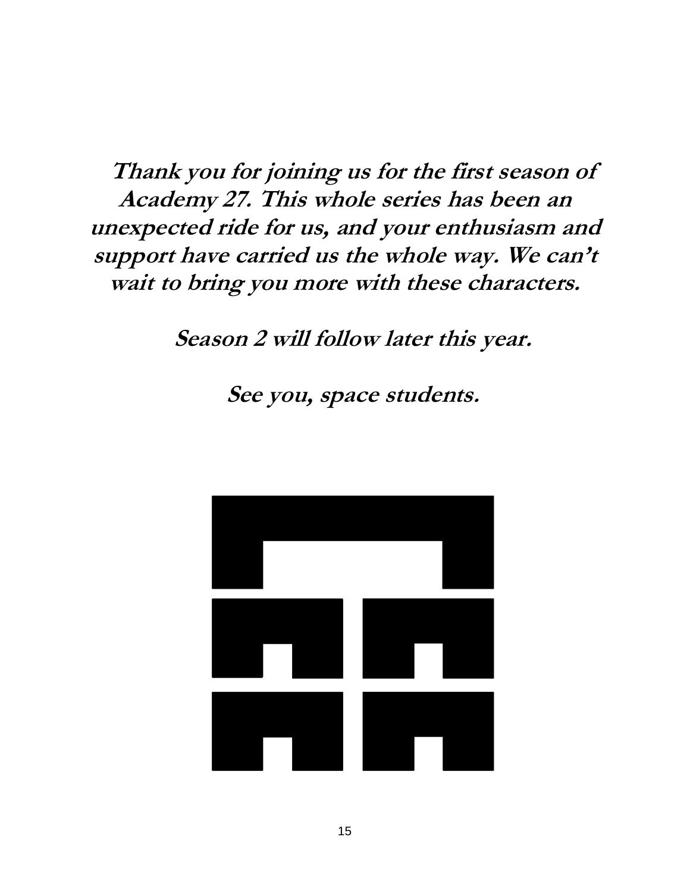***Thank you for joining us for the first season of Academy 27. This whole series has been an unexpected ride for us, and your enthusiasm and support have carried us the whole way. We can't wait to bring you more with these characters.***

***Season 2 will follow later this year.***

***See you, space students.***